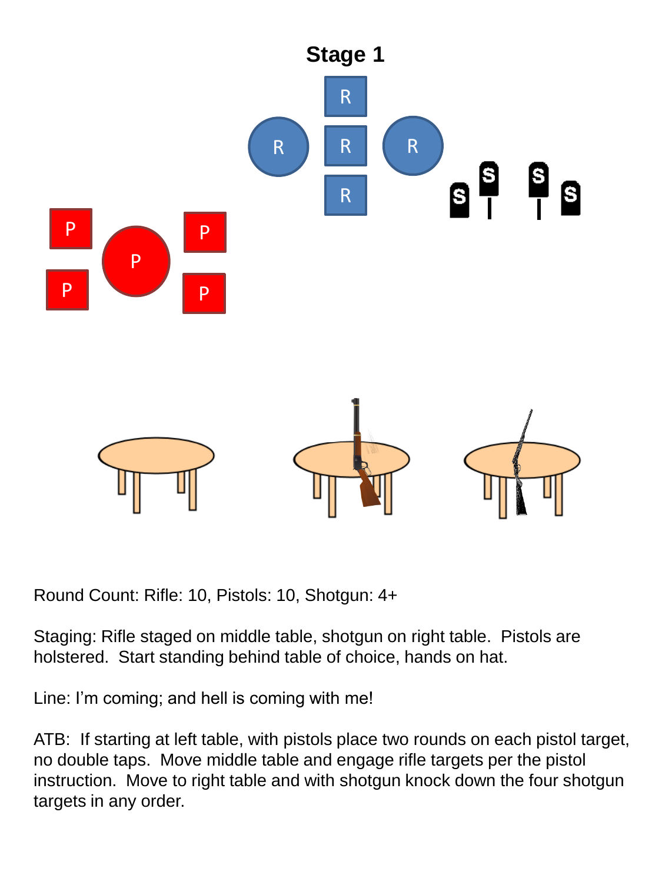# Stage 1

Round Count: Rifle: 10, Pistols: 10, Shotgun: 4+

Staging: Rifle staged on middle table, shotgun on right table. Pistols are holstered. Start standing behind table of choice, hands on hat.

Line: I'm coming; and hell is coming with me!

ATB: If starting at left table, with pistols place two rounds on each pistol target, no double taps. Move middle table and engage rifle targets per the pistol instruction. Move to right table and with shotgun knock down the four shotgun targets in any order.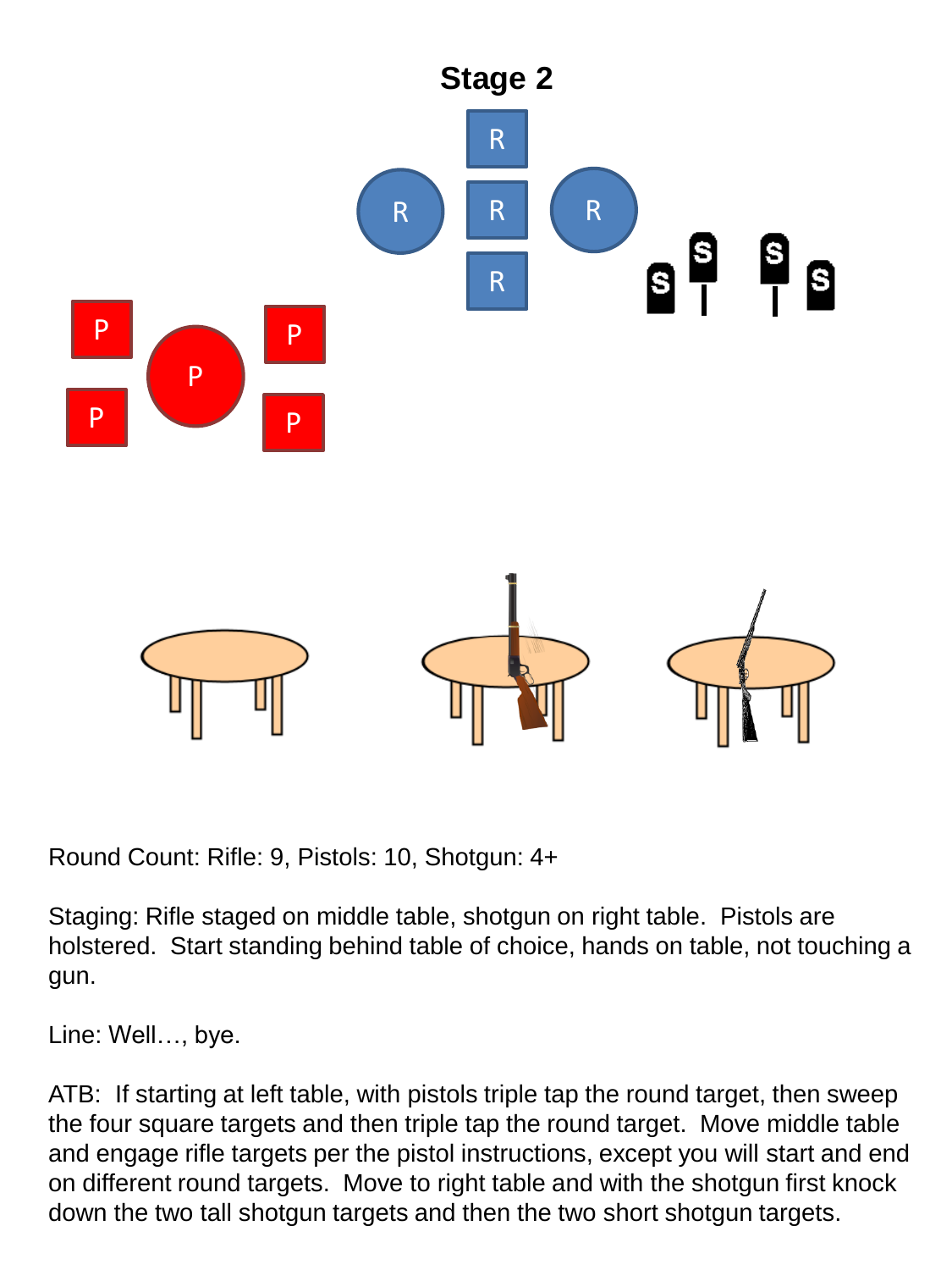# Stage 2

Round Count: Rifle: 9, Pistols: 10, Shotgun: 4+

Staging: Rifle staged on middle table, shotgun on right table. Pistols are holstered. Start standing behind table of choice, hands on table, not touching a gun.

Line: Well…, bye.

ATB: If starting at left table, with pistols triple tap the round target, then sweep the four square targets and then triple tap the round target. Move middle table and engage rifle targets per the pistol instructions, except you will start and end on different round targets. Move to right table and with the shotgun first knock down the two tall shotgun targets and then the two short shotgun targets.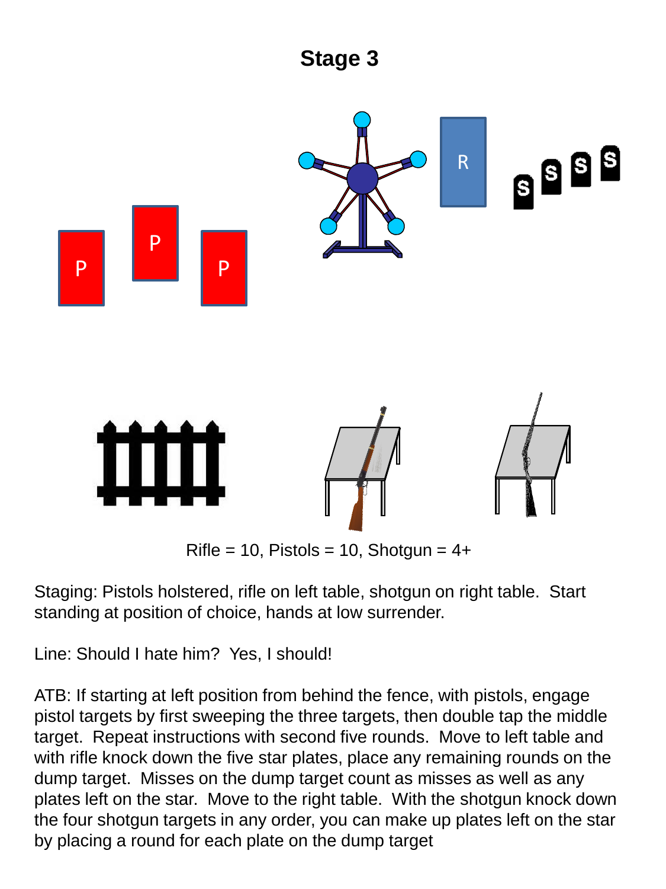# Stage 3

Rifle = 10, Pistols = 10, Shotgun = 4+

Staging: Pistols holstered, rifle on left table, shotgun on right table. Start standing at position of choice, hands at low surrender.

Line: Should I hate him? Yes, I should!

ATB: If starting at left position from behind the fence, with pistols, engage pistol targets by first sweeping the three targets, then double tap the middle target. Repeat instructions with second five rounds. Move to left table and with rifle knock down the five star plates, place any remaining rounds on the dump target. Misses on the dump target count as misses as well as any plates left on the star. Move to the right table. With the shotgun knock down the four shotgun targets in any order, you can make up plates left on the star by placing a round for each plate on the dump target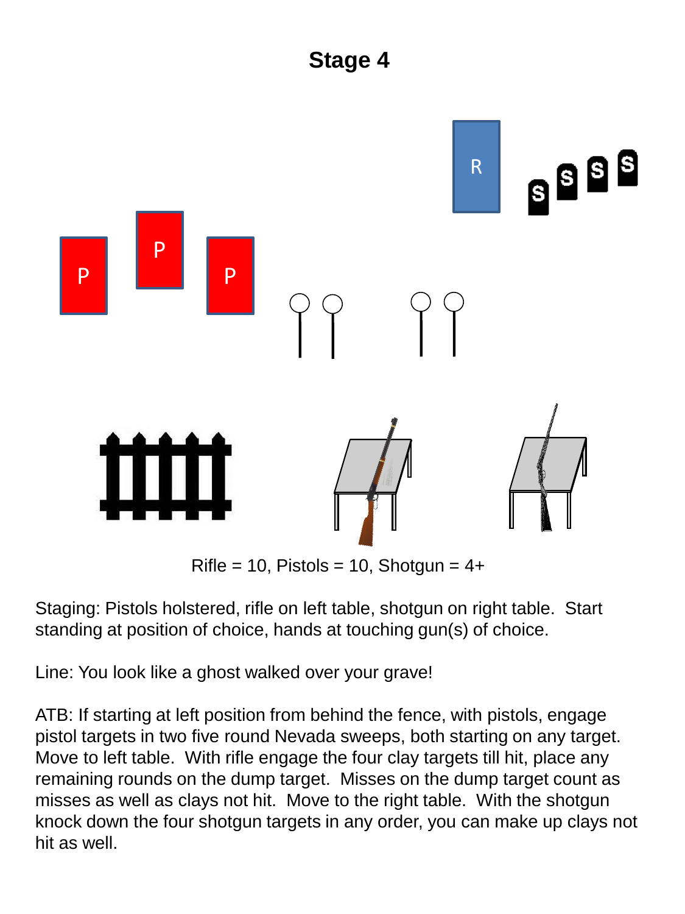# Stage 4

Rifle = 10, Pistols = 10, Shotgun = 4+

Staging: Pistols holstered, rifle on left table, shotgun on right table. Start standing at position of choice, hands at touching gun(s) of choice.

Line: You look like a ghost walked over your grave!

ATB: If starting at left position from behind the fence, with pistols, engage pistol targets in two five round Nevada sweeps, both starting on any target. Move to left table. With rifle engage the four clay targets till hit, place any remaining rounds on the dump target. Misses on the dump target count as misses as well as clays not hit. Move to the right table. With the shotgun knock down the four shotgun targets in any order, you can make up clays not hit as well.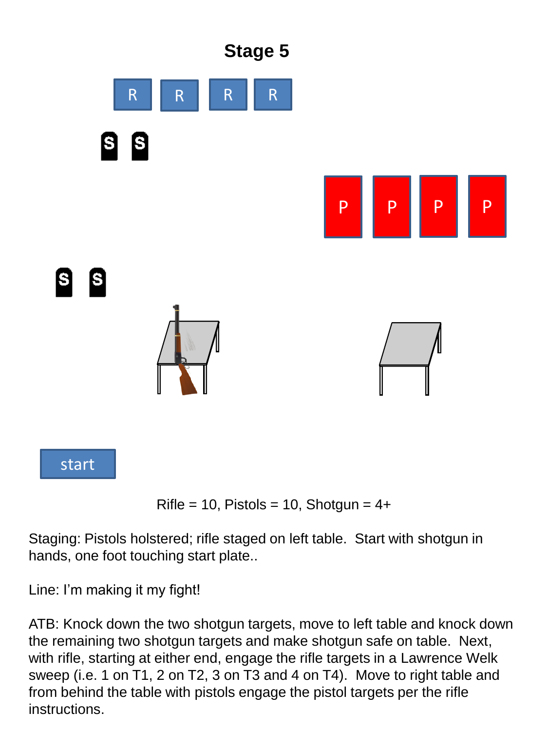# Stage 5

R R R R

S S

P P P P

S S

start

Rifle = 10, Pistols = 10, Shotgun = 4+

Staging: Pistols holstered; rifle staged on left table. Start with shotgun in hands, one foot touching start plate..

Line: I'm making it my fight!

ATB: Knock down the two shotgun targets, move to left table and knock down the remaining two shotgun targets and make shotgun safe on table. Next, with rifle, starting at either end, engage the rifle targets in a Lawrence Welk sweep (i.e. 1 on T1, 2 on T2, 3 on T3 and 4 on T4). Move to right table and from behind the table with pistols engage the pistol targets per the rifle instructions.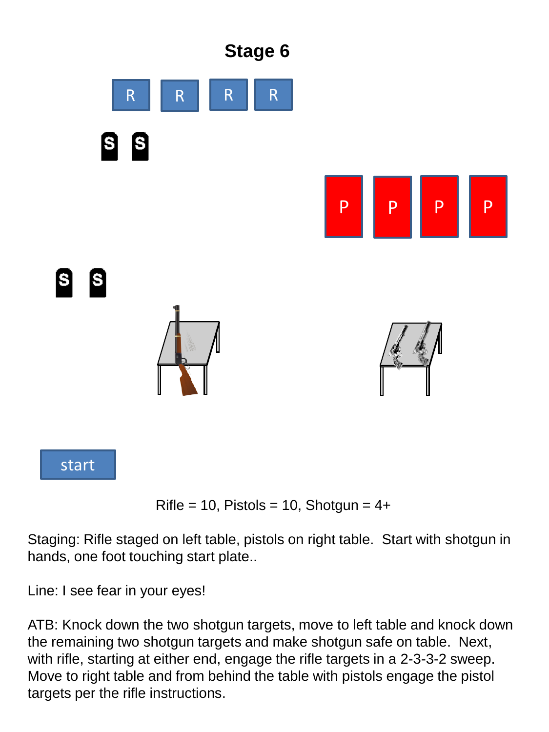# Stage 6

R R R R

S S

P P P P

S S

start

Rifle = 10, Pistols = 10, Shotgun = 4+

Staging: Rifle staged on left table, pistols on right table. Start with shotgun in hands, one foot touching start plate..

Line: I see fear in your eyes!

ATB: Knock down the two shotgun targets, move to left table and knock down the remaining two shotgun targets and make shotgun safe on table. Next, with rifle, starting at either end, engage the rifle targets in a 2-3-3-2 sweep. Move to right table and from behind the table with pistols engage the pistol targets per the rifle instructions.